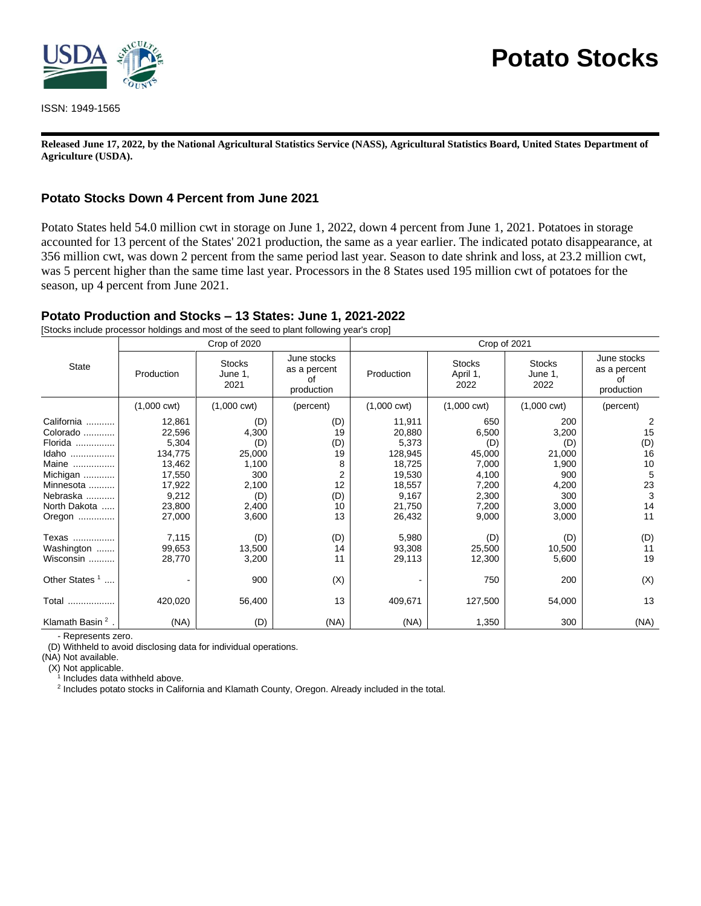# Potato Stocks

ISSN: 1949-1565

**Released June 17, 2022, by the National Agricultural Statistics Service (NASS), Agricultural Statistics Board, United States Department of Agriculture (USDA).**

## Potato Stocks Down 4 Percent from June 2021

Potato States held 54.0 million cwt in storage on June 1, 2022, down 4 percent from June 1, 2021. Potatoes in storage accounted for 13 percent of the States' 2021 production, the same as a year earlier. The indicated potato disappearance, at 356 million cwt, was down 2 percent from the same period last year. Season to date shrink and loss, at 23.2 million cwt, was 5 percent higher than the same time last year. Processors in the 8 States used 195 million cwt of potatoes for the season, up 4 percent from June 2021.

### Potato Production and Stocks – 13 States: June 1, 2021-2022

[Stocks include processor holdings and most of the seed to plant following year's crop]

| State | Crop of 2020 | | | Crop of 2021 | | | |
|---|---|---|---|---|---|---|---|
| | Production | Stocks June 1, 2021 | June stocks as a percent of production | Production | Stocks April 1, 2022 | Stocks June 1, 2022 | June stocks as a percent of production |
| | (1,000 cwt) | (1,000 cwt) | (percent) | (1,000 cwt) | (1,000 cwt) | (1,000 cwt) | (percent) |
| California | 12,861 | (D) | (D) | 11,911 | 650 | 200 | 2 |
| Colorado | 22,596 | 4,300 | 19 | 20,880 | 6,500 | 3,200 | 15 |
| Florida | 5,304 | (D) | (D) | 5,373 | (D) | (D) | (D) |
| Idaho | 134,775 | 25,000 | 19 | 128,945 | 45,000 | 21,000 | 16 |
| Maine | 13,462 | 1,100 | 8 | 18,725 | 7,000 | 1,900 | 10 |
| Michigan | 17,550 | 300 | 2 | 19,530 | 4,100 | 900 | 5 |
| Minnesota | 17,922 | 2,100 | 12 | 18,557 | 7,200 | 4,200 | 23 |
| Nebraska | 9,212 | (D) | (D) | 9,167 | 2,300 | 300 | 3 |
| North Dakota | 23,800 | 2,400 | 10 | 21,750 | 7,200 | 3,000 | 14 |
| Oregon | 27,000 | 3,600 | 13 | 26,432 | 9,000 | 3,000 | 11 |
| Texas | 7,115 | (D) | (D) | 5,980 | (D) | (D) | (D) |
| Washington | 99,653 | 13,500 | 14 | 93,308 | 25,500 | 10,500 | 11 |
| Wisconsin | 28,770 | 3,200 | 11 | 29,113 | 12,300 | 5,600 | 19 |
| Other States [1] | - | 900 | (X) | - | 750 | 200 | (X) |
| Total | 420,020 | 56,400 | 13 | 409,671 | 127,500 | 54,000 | 13 |
| Klamath Basin [2] | (NA) | (D) | (NA) | (NA) | 1,350 | 300 | (NA) |

- Represents zero.
(D) Withheld to avoid disclosing data for individual operations.
(NA) Not available.
(X) Not applicable.
[1] Includes data withheld above.
[2] Includes potato stocks in California and Klamath County, Oregon. Already included in the total.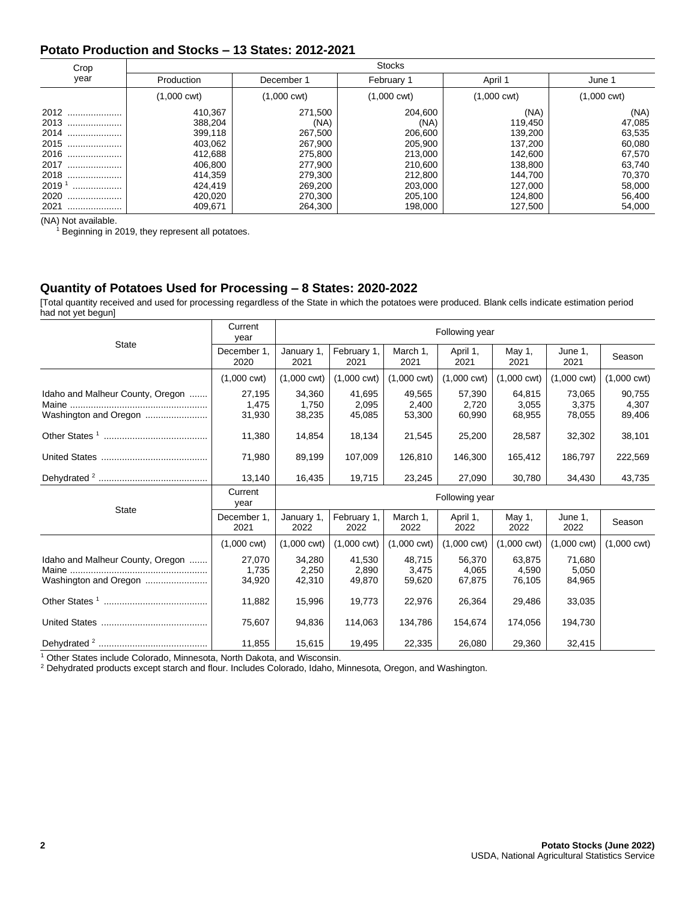## Potato Production and Stocks – 13 States: 2012-2021

| Crop year | Production | Stocks | | | |
|---|---|---|---|---|---|
| | | December 1 | February 1 | April 1 | June 1 |
| | (1,000 cwt) | (1,000 cwt) | (1,000 cwt) | (1,000 cwt) | (1,000 cwt) |
| 2012 | 410,367 | 271,500 | 204,600 | (NA) | (NA) |
| 2013 | 388,204 | (NA) | (NA) | 119,450 | 47,085 |
| 2014 | 399,118 | 267,500 | 206,600 | 139,200 | 63,535 |
| 2015 | 403,062 | 267,900 | 205,900 | 137,200 | 60,080 |
| 2016 | 412,688 | 275,800 | 213,000 | 142,600 | 67,570 |
| 2017 | 406,800 | 277,900 | 210,600 | 138,800 | 63,740 |
| 2018 | 414,359 | 279,300 | 212,800 | 144,700 | 70,370 |
| 2019 [1] | 424,419 | 269,200 | 203,000 | 127,000 | 58,000 |
| 2020 | 420,020 | 270,300 | 205,100 | 124,800 | 56,400 |
| 2021 | 409,671 | 264,300 | 198,000 | 127,500 | 54,000 |

(NA) Not available.
[1] Beginning in 2019, they represent all potatoes.

## Quantity of Potatoes Used for Processing – 8 States: 2020-2022

[Total quantity received and used for processing regardless of the State in which the potatoes were produced. Blank cells indicate estimation period had not yet begun]

| State | Current year | Following year | | | | | | |
|---|---|---|---|---|---|---|---|---|
| | December 1, 2020 | January 1, 2021 | February 1, 2021 | March 1, 2021 | April 1, 2021 | May 1, 2021 | June 1, 2021 | Season |
| | (1,000 cwt) | (1,000 cwt) | (1,000 cwt) | (1,000 cwt) | (1,000 cwt) | (1,000 cwt) | (1,000 cwt) | (1,000 cwt) |
| Idaho and Malheur County, Oregon | 27,195 | 34,360 | 41,695 | 49,565 | 57,390 | 64,815 | 73,065 | 90,755 |
| Maine | 1,475 | 1,750 | 2,095 | 2,400 | 2,720 | 3,055 | 3,375 | 4,307 |
| Washington and Oregon | 31,930 | 38,235 | 45,085 | 53,300 | 60,990 | 68,955 | 78,055 | 89,406 |
| Other States [1] | 11,380 | 14,854 | 18,134 | 21,545 | 25,200 | 28,587 | 32,302 | 38,101 |
| United States | 71,980 | 89,199 | 107,009 | 126,810 | 146,300 | 165,412 | 186,797 | 222,569 |
| Dehydrated [2] | 13,140 | 16,435 | 19,715 | 23,245 | 27,090 | 30,780 | 34,430 | 43,735 |
| **State** | **Current year** | **Following year** | | | | | | |
| | December 1, 2021 | January 1, 2022 | February 1, 2022 | March 1, 2022 | April 1, 2022 | May 1, 2022 | June 1, 2022 | Season |
| | (1,000 cwt) | (1,000 cwt) | (1,000 cwt) | (1,000 cwt) | (1,000 cwt) | (1,000 cwt) | (1,000 cwt) | (1,000 cwt) |
| Idaho and Malheur County, Oregon | 27,070 | 34,280 | 41,530 | 48,715 | 56,370 | 63,875 | 71,680 | |
| Maine | 1,735 | 2,250 | 2,890 | 3,475 | 4,065 | 4,590 | 5,050 | |
| Washington and Oregon | 34,920 | 42,310 | 49,870 | 59,620 | 67,875 | 76,105 | 84,965 | |
| Other States [1] | 11,882 | 15,996 | 19,773 | 22,976 | 26,364 | 29,486 | 33,035 | |
| United States | 75,607 | 94,836 | 114,063 | 134,786 | 154,674 | 174,056 | 194,730 | |
| Dehydrated [2] | 11,855 | 15,615 | 19,495 | 22,335 | 26,080 | 29,360 | 32,415 | |

[1] Other States include Colorado, Minnesota, North Dakota, and Wisconsin.
[2] Dehydrated products except starch and flour. Includes Colorado, Idaho, Minnesota, Oregon, and Washington.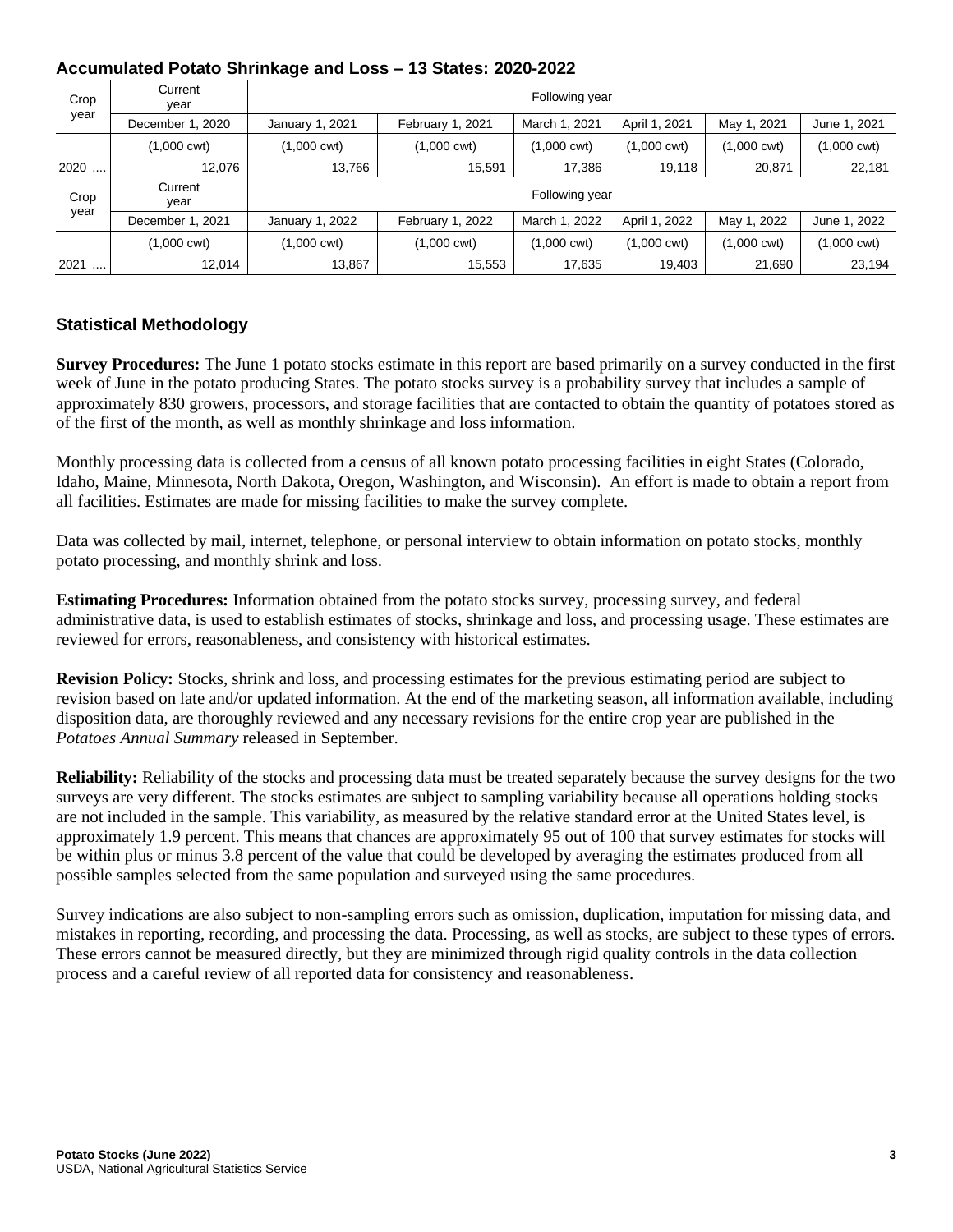## Accumulated Potato Shrinkage and Loss – 13 States: 2020-2022

| Crop year | Current year | Following year | | | | | |
|---|---|---|---|---|---|---|---|
| | December 1, 2020 | January 1, 2021 | February 1, 2021 | March 1, 2021 | April 1, 2021 | May 1, 2021 | June 1, 2021 |
| | (1,000 cwt) | (1,000 cwt) | (1,000 cwt) | (1,000 cwt) | (1,000 cwt) | (1,000 cwt) | (1,000 cwt) |
| 2020 .... | 12,076 | 13,766 | 15,591 | 17,386 | 19,118 | 20,871 | 22,181 |
| Crop year | Current year | Following year | | | | | |
| | December 1, 2021 | January 1, 2022 | February 1, 2022 | March 1, 2022 | April 1, 2022 | May 1, 2022 | June 1, 2022 |
| | (1,000 cwt) | (1,000 cwt) | (1,000 cwt) | (1,000 cwt) | (1,000 cwt) | (1,000 cwt) | (1,000 cwt) |
| 2021 .... | 12,014 | 13,867 | 15,553 | 17,635 | 19,403 | 21,690 | 23,194 |

## Statistical Methodology

**Survey Procedures:** The June 1 potato stocks estimate in this report are based primarily on a survey conducted in the first week of June in the potato producing States. The potato stocks survey is a probability survey that includes a sample of approximately 830 growers, processors, and storage facilities that are contacted to obtain the quantity of potatoes stored as of the first of the month, as well as monthly shrinkage and loss information.

Monthly processing data is collected from a census of all known potato processing facilities in eight States (Colorado, Idaho, Maine, Minnesota, North Dakota, Oregon, Washington, and Wisconsin). An effort is made to obtain a report from all facilities. Estimates are made for missing facilities to make the survey complete.

Data was collected by mail, internet, telephone, or personal interview to obtain information on potato stocks, monthly potato processing, and monthly shrink and loss.

**Estimating Procedures:** Information obtained from the potato stocks survey, processing survey, and federal administrative data, is used to establish estimates of stocks, shrinkage and loss, and processing usage. These estimates are reviewed for errors, reasonableness, and consistency with historical estimates.

**Revision Policy:** Stocks, shrink and loss, and processing estimates for the previous estimating period are subject to revision based on late and/or updated information. At the end of the marketing season, all information available, including disposition data, are thoroughly reviewed and any necessary revisions for the entire crop year are published in the *Potatoes Annual Summary* released in September.

**Reliability:** Reliability of the stocks and processing data must be treated separately because the survey designs for the two surveys are very different. The stocks estimates are subject to sampling variability because all operations holding stocks are not included in the sample. This variability, as measured by the relative standard error at the United States level, is approximately 1.9 percent. This means that chances are approximately 95 out of 100 that survey estimates for stocks will be within plus or minus 3.8 percent of the value that could be developed by averaging the estimates produced from all possible samples selected from the same population and surveyed using the same procedures.

Survey indications are also subject to non-sampling errors such as omission, duplication, imputation for missing data, and mistakes in reporting, recording, and processing the data. Processing, as well as stocks, are subject to these types of errors. These errors cannot be measured directly, but they are minimized through rigid quality controls in the data collection process and a careful review of all reported data for consistency and reasonableness.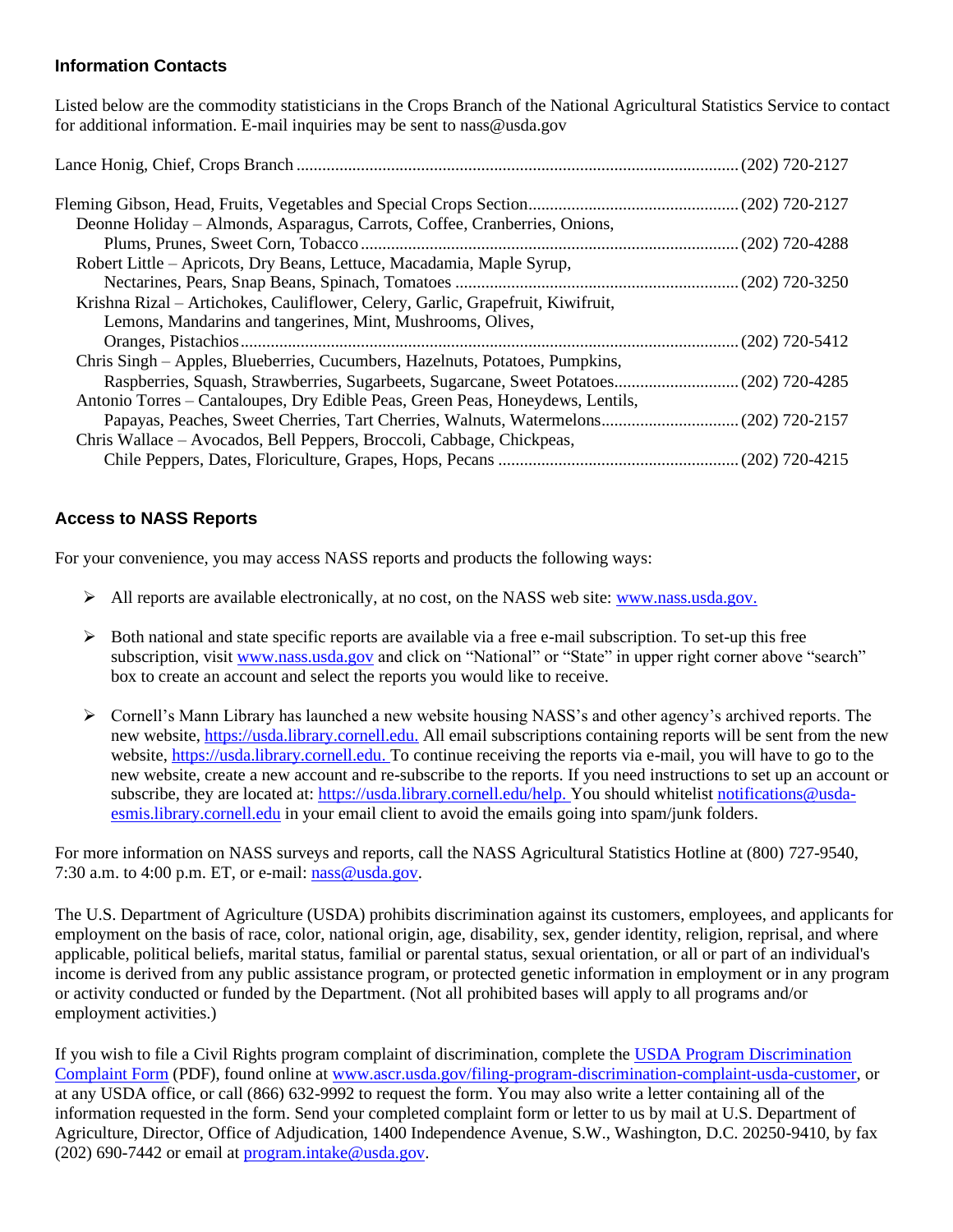## Information Contacts

Listed below are the commodity statisticians in the Crops Branch of the National Agricultural Statistics Service to contact for additional information. E-mail inquiries may be sent to nass@usda.gov

Lance Honig, Chief, Crops Branch ........................................................................................ (202) 720-2127

Fleming Gibson, Head, Fruits, Vegetables and Special Crops Section................................................ (202) 720-2127
Deonne Holiday – Almonds, Asparagus, Carrots, Coffee, Cranberries, Onions,
Plums, Prunes, Sweet Corn, Tobacco ....................................................................................... (202) 720-4288
Robert Little – Apricots, Dry Beans, Lettuce, Macadamia, Maple Syrup,
Nectarines, Pears, Snap Beans, Spinach, Tomatoes ................................................................. (202) 720-3250
Krishna Rizal – Artichokes, Cauliflower, Celery, Garlic, Grapefruit, Kiwifruit,
Lemons, Mandarins and tangerines, Mint, Mushrooms, Olives,
Oranges, Pistachios................................................................................................................... (202) 720-5412
Chris Singh – Apples, Blueberries, Cucumbers, Hazelnuts, Potatoes, Pumpkins,
Raspberries, Squash, Strawberries, Sugarbeets, Sugarcane, Sweet Potatoes............................ (202) 720-4285
Antonio Torres – Cantaloupes, Dry Edible Peas, Green Peas, Honeydews, Lentils,
Papayas, Peaches, Sweet Cherries, Tart Cherries, Walnuts, Watermelons............................... (202) 720-2157
Chris Wallace – Avocados, Bell Peppers, Broccoli, Cabbage, Chickpeas,
Chile Peppers, Dates, Floriculture, Grapes, Hops, Pecans ....................................................... (202) 720-4215

## Access to NASS Reports

For your convenience, you may access NASS reports and products the following ways:

- All reports are available electronically, at no cost, on the NASS web site: www.nass.usda.gov.
- Both national and state specific reports are available via a free e-mail subscription. To set-up this free subscription, visit www.nass.usda.gov and click on "National" or "State" in upper right corner above "search" box to create an account and select the reports you would like to receive.
- Cornell's Mann Library has launched a new website housing NASS's and other agency's archived reports. The new website, https://usda.library.cornell.edu. All email subscriptions containing reports will be sent from the new website, https://usda.library.cornell.edu. To continue receiving the reports via e-mail, you will have to go to the new website, create a new account and re-subscribe to the reports. If you need instructions to set up an account or subscribe, they are located at: https://usda.library.cornell.edu/help. You should whitelist notifications@usda-esmis.library.cornell.edu in your email client to avoid the emails going into spam/junk folders.

For more information on NASS surveys and reports, call the NASS Agricultural Statistics Hotline at (800) 727-9540, 7:30 a.m. to 4:00 p.m. ET, or e-mail: nass@usda.gov.

The U.S. Department of Agriculture (USDA) prohibits discrimination against its customers, employees, and applicants for employment on the basis of race, color, national origin, age, disability, sex, gender identity, religion, reprisal, and where applicable, political beliefs, marital status, familial or parental status, sexual orientation, or all or part of an individual's income is derived from any public assistance program, or protected genetic information in employment or in any program or activity conducted or funded by the Department. (Not all prohibited bases will apply to all programs and/or employment activities.)

If you wish to file a Civil Rights program complaint of discrimination, complete the USDA Program Discrimination Complaint Form (PDF), found online at www.ascr.usda.gov/filing-program-discrimination-complaint-usda-customer, or at any USDA office, or call (866) 632-9992 to request the form. You may also write a letter containing all of the information requested in the form. Send your completed complaint form or letter to us by mail at U.S. Department of Agriculture, Director, Office of Adjudication, 1400 Independence Avenue, S.W., Washington, D.C. 20250-9410, by fax (202) 690-7442 or email at program.intake@usda.gov.